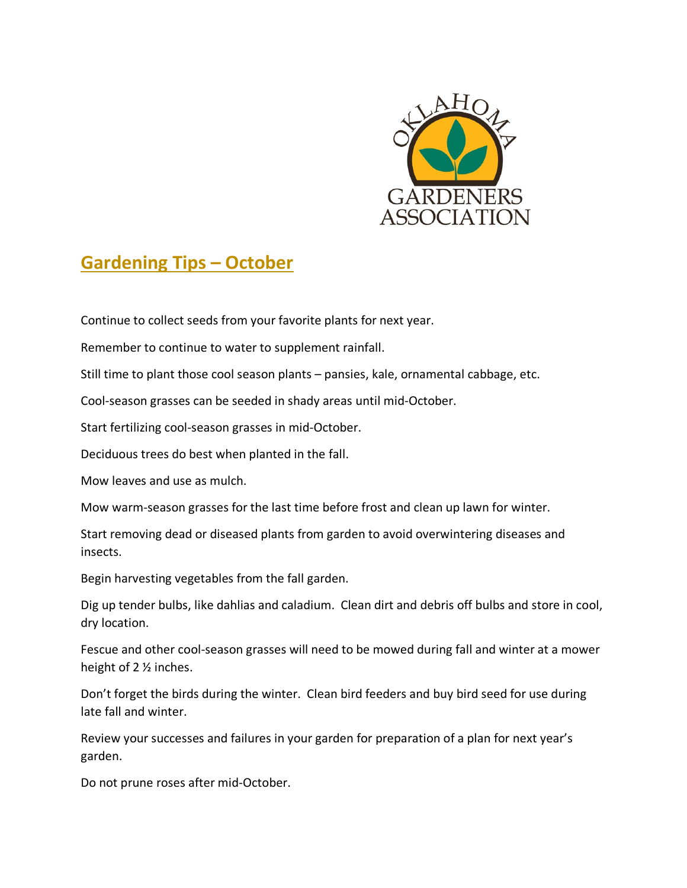OKLAHOMA GARDENERS ASSOCIATION

## Gardening Tips – October

Continue to collect seeds from your favorite plants for next year.

Remember to continue to water to supplement rainfall.

Still time to plant those cool season plants – pansies, kale, ornamental cabbage, etc.

Cool-season grasses can be seeded in shady areas until mid-October.

Start fertilizing cool-season grasses in mid-October.

Deciduous trees do best when planted in the fall.

Mow leaves and use as mulch.

Mow warm-season grasses for the last time before frost and clean up lawn for winter.

Start removing dead or diseased plants from garden to avoid overwintering diseases and insects.

Begin harvesting vegetables from the fall garden.

Dig up tender bulbs, like dahlias and caladium. Clean dirt and debris off bulbs and store in cool, dry location.

Fescue and other cool-season grasses will need to be mowed during fall and winter at a mower height of 2 ½ inches.

Don't forget the birds during the winter. Clean bird feeders and buy bird seed for use during late fall and winter.

Review your successes and failures in your garden for preparation of a plan for next year's garden.

Do not prune roses after mid-October.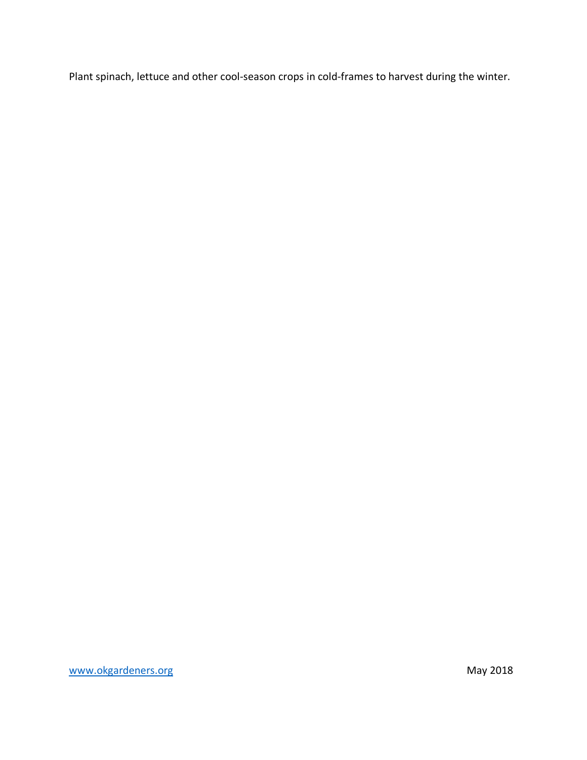Plant spinach, lettuce and other cool-season crops in cold-frames to harvest during the winter.

www.okgardeners.org May 2018